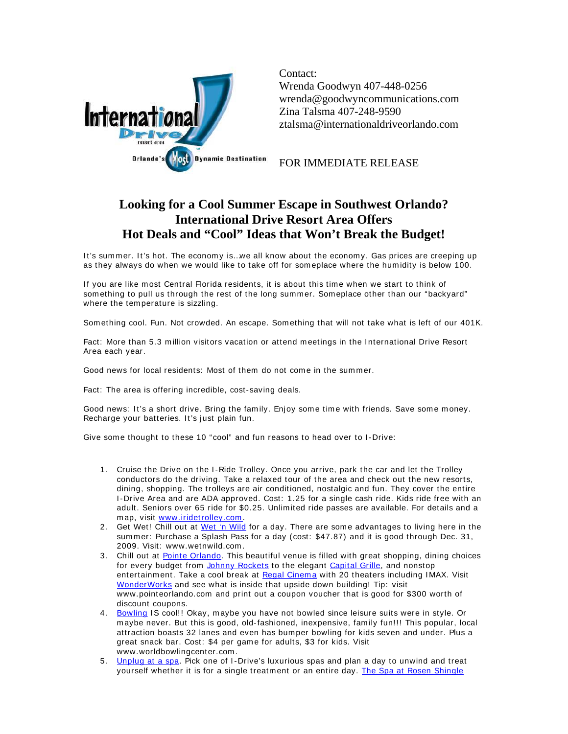Contact:
Wrenda Goodwyn 407-448-0256
wrenda@goodwyncommunications.com
Zina Talsma 407-248-9590
ztalsma@internationaldriveorlando.com

FOR IMMEDIATE RELEASE

# Looking for a Cool Summer Escape in Southwest Orlando? International Drive Resort Area Offers Hot Deals and "Cool" Ideas that Won't Break the Budget!

It's summer. It's hot. The economy is...we all know about the economy. Gas prices are creeping up as they always do when we would like to take off for someplace where the humidity is below 100.

If you are like most Central Florida residents, it is about this time when we start to think of something to pull us through the rest of the long summer. Someplace other than our "backyard" where the temperature is sizzling.

Something cool. Fun. Not crowded. An escape. Something that will not take what is left of our 401K.

Fact: More than 5.3 million visitors vacation or attend meetings in the International Drive Resort Area each year.

Good news for local residents: Most of them do not come in the summer.

Fact: The area is offering incredible, cost-saving deals.

Good news: It's a short drive. Bring the family. Enjoy some time with friends. Save some money. Recharge your batteries. It's just plain fun.

Give some thought to these 10 "cool" and fun reasons to head over to I-Drive:

1. Cruise the Drive on the I-Ride Trolley. Once you arrive, park the car and let the Trolley conductors do the driving. Take a relaxed tour of the area and check out the new resorts, dining, shopping. The trolleys are air conditioned, nostalgic and fun. They cover the entire I-Drive Area and are ADA approved. Cost: 1.25 for a single cash ride. Kids ride free with an adult. Seniors over 65 ride for $0.25. Unlimited ride passes are available. For details and a map, visit www.iridetrolley.com.
2. Get Wet! Chill out at Wet 'n Wild for a day. There are some advantages to living here in the summer: Purchase a Splash Pass for a day (cost: $47.87) and it is good through Dec. 31, 2009. Visit: www.wetnwild.com.
3. Chill out at Pointe Orlando. This beautiful venue is filled with great shopping, dining choices for every budget from Johnny Rockets to the elegant Capital Grille, and nonstop entertainment. Take a cool break at Regal Cinema with 20 theaters including IMAX. Visit WonderWorks and see what is inside that upside down building! Tip: visit www.pointeorlando.com and print out a coupon voucher that is good for $300 worth of discount coupons.
4. Bowling IS cool!! Okay, maybe you have not bowled since leisure suits were in style. Or maybe never. But this is good, old-fashioned, inexpensive, family fun!!! This popular, local attraction boasts 32 lanes and even has bumper bowling for kids seven and under. Plus a great snack bar. Cost: $4 per game for adults, $3 for kids. Visit www.worldbowlingcenter.com.
5. Unplug at a spa. Pick one of I-Drive's luxurious spas and plan a day to unwind and treat yourself whether it is for a single treatment or an entire day. The Spa at Rosen Shingle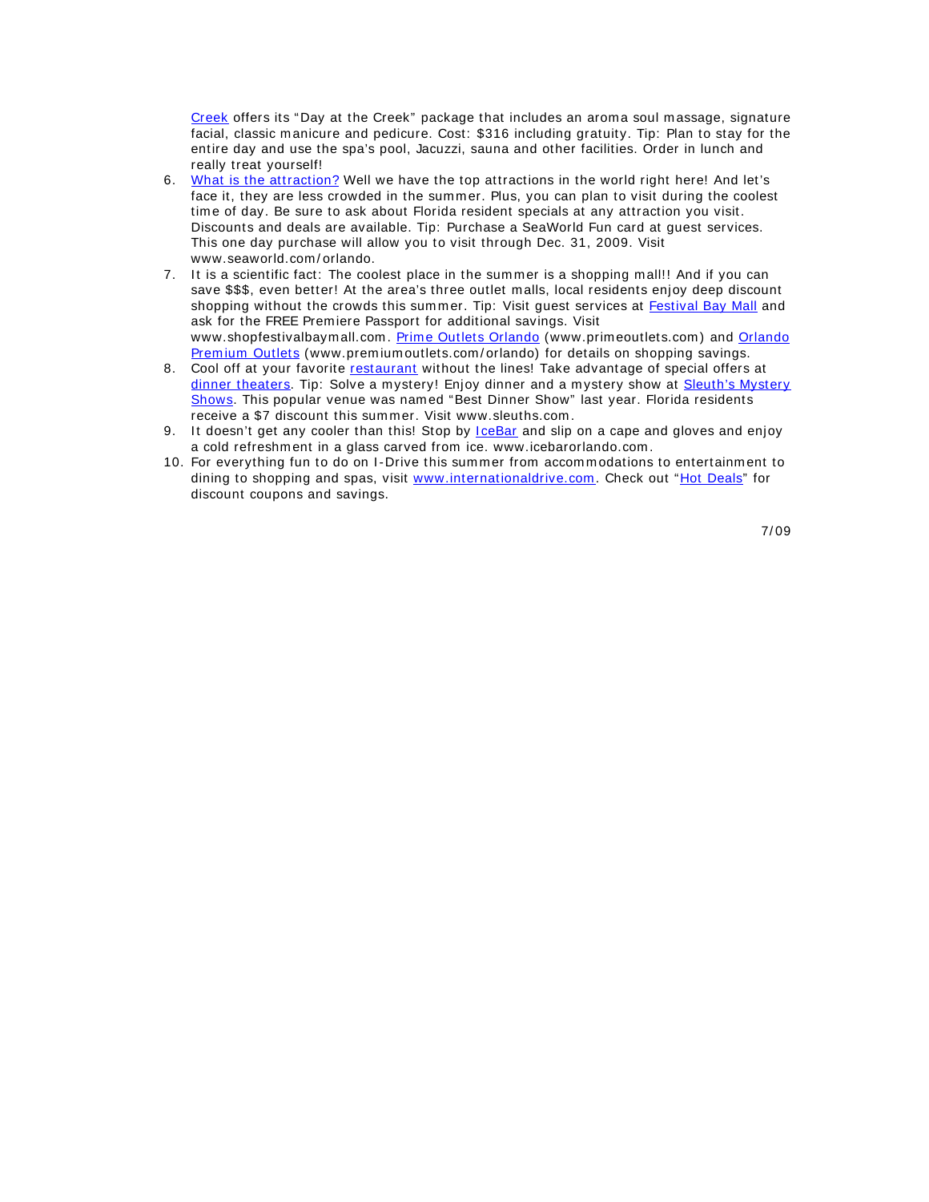Creek offers its "Day at the Creek" package that includes an aroma soul massage, signature facial, classic manicure and pedicure. Cost: $316 including gratuity. Tip: Plan to stay for the entire day and use the spa's pool, Jacuzzi, sauna and other facilities. Order in lunch and really treat yourself!

6. What is the attraction? Well we have the top attractions in the world right here! And let's face it, they are less crowded in the summer. Plus, you can plan to visit during the coolest time of day. Be sure to ask about Florida resident specials at any attraction you visit. Discounts and deals are available. Tip: Purchase a SeaWorld Fun card at guest services. This one day purchase will allow you to visit through Dec. 31, 2009. Visit www.seaworld.com/orlando.
7. It is a scientific fact: The coolest place in the summer is a shopping mall!! And if you can save $$$, even better! At the area's three outlet malls, local residents enjoy deep discount shopping without the crowds this summer. Tip: Visit guest services at Festival Bay Mall and ask for the FREE Premiere Passport for additional savings. Visit www.shopfestivalbaymall.com. Prime Outlets Orlando (www.primeoutlets.com) and Orlando Premium Outlets (www.premiumoutlets.com/orlando) for details on shopping savings.
8. Cool off at your favorite restaurant without the lines! Take advantage of special offers at dinner theaters. Tip: Solve a mystery! Enjoy dinner and a mystery show at Sleuth's Mystery Shows. This popular venue was named "Best Dinner Show" last year. Florida residents receive a $7 discount this summer. Visit www.sleuths.com.
9. It doesn't get any cooler than this! Stop by IceBar and slip on a cape and gloves and enjoy a cold refreshment in a glass carved from ice. www.icebarorlando.com.
10. For everything fun to do on I-Drive this summer from accommodations to entertainment to dining to shopping and spas, visit www.internationaldrive.com. Check out "Hot Deals" for discount coupons and savings.

7/09